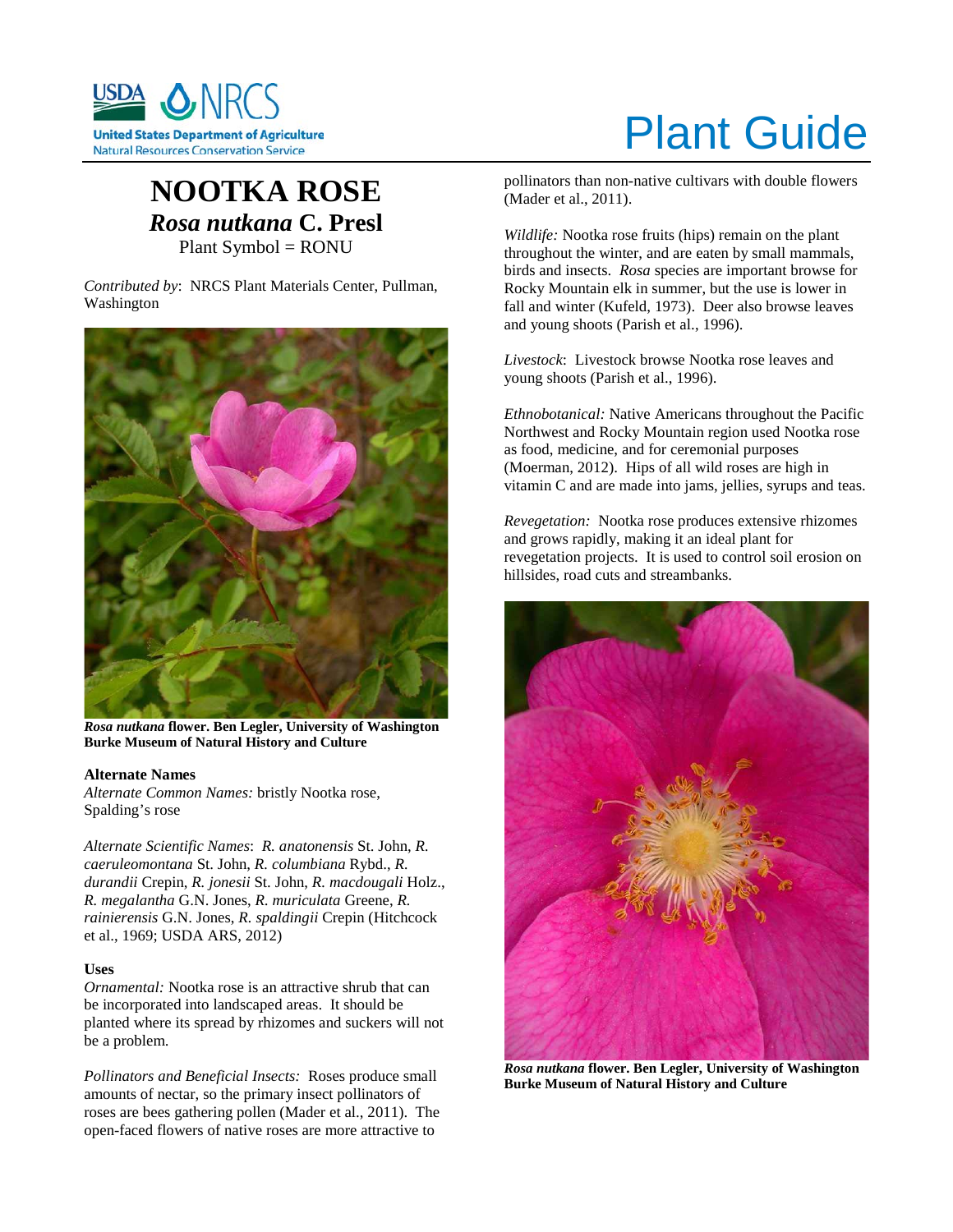# Plant Guide

# NOOTKA ROSE
## *Rosa nutkana* C. Presl
Plant Symbol = RONU

*Contributed by*: NRCS Plant Materials Center, Pullman, Washington

***Rosa nutkana*** **flower. Ben Legler, University of Washington Burke Museum of Natural History and Culture**

### Alternate Names

*Alternate Common Names:* bristly Nootka rose, Spalding's rose

*Alternate Scientific Names*: *R. anatonensis* St. John, *R. caeruleomontana* St. John, *R. columbiana* Rybd., *R. durandii* Crepin, *R. jonesii* St. John, *R. macdougali* Holz., *R. megalantha* G.N. Jones, *R. muriculata* Greene, *R. rainierensis* G.N. Jones, *R. spaldingii* Crepin (Hitchcock et al., 1969; USDA ARS, 2012)

### Uses

*Ornamental:* Nootka rose is an attractive shrub that can be incorporated into landscaped areas. It should be planted where its spread by rhizomes and suckers will not be a problem.

*Pollinators and Beneficial Insects:* Roses produce small amounts of nectar, so the primary insect pollinators of roses are bees gathering pollen (Mader et al., 2011). The open-faced flowers of native roses are more attractive to pollinators than non-native cultivars with double flowers (Mader et al., 2011).

*Wildlife:* Nootka rose fruits (hips) remain on the plant throughout the winter, and are eaten by small mammals, birds and insects. *Rosa* species are important browse for Rocky Mountain elk in summer, but the use is lower in fall and winter (Kufeld, 1973). Deer also browse leaves and young shoots (Parish et al., 1996).

*Livestock*: Livestock browse Nootka rose leaves and young shoots (Parish et al., 1996).

*Ethnobotanical:* Native Americans throughout the Pacific Northwest and Rocky Mountain region used Nootka rose as food, medicine, and for ceremonial purposes (Moerman, 2012). Hips of all wild roses are high in vitamin C and are made into jams, jellies, syrups and teas.

*Revegetation:* Nootka rose produces extensive rhizomes and grows rapidly, making it an ideal plant for revegetation projects. It is used to control soil erosion on hillsides, road cuts and streambanks.

***Rosa nutkana*** **flower. Ben Legler, University of Washington Burke Museum of Natural History and Culture**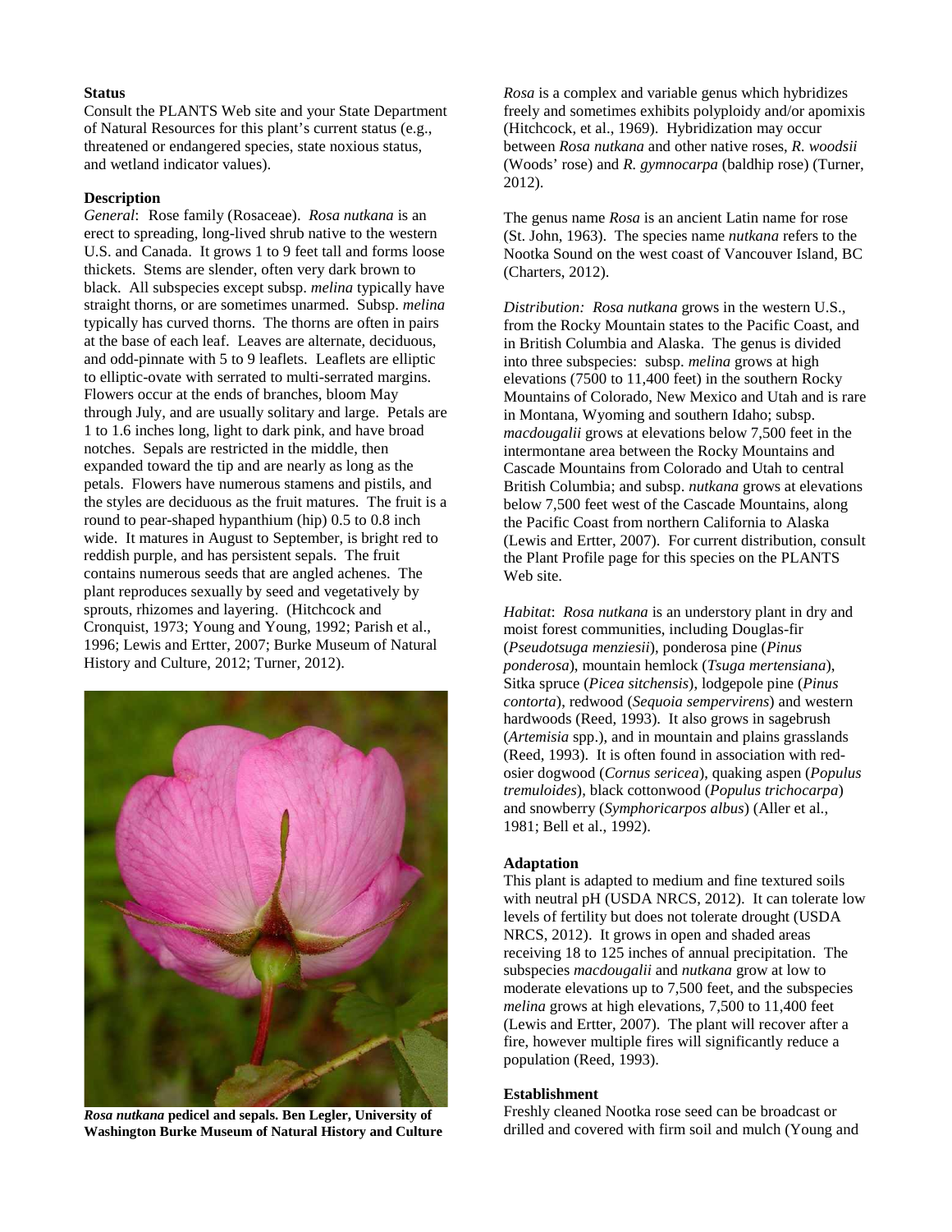**Status**

Consult the PLANTS Web site and your State Department of Natural Resources for this plant's current status (e.g., threatened or endangered species, state noxious status, and wetland indicator values).

**Description**

*General*: Rose family (Rosaceae). *Rosa nutkana* is an erect to spreading, long-lived shrub native to the western U.S. and Canada. It grows 1 to 9 feet tall and forms loose thickets. Stems are slender, often very dark brown to black. All subspecies except subsp. *melina* typically have straight thorns, or are sometimes unarmed. Subsp. *melina* typically has curved thorns. The thorns are often in pairs at the base of each leaf. Leaves are alternate, deciduous, and odd-pinnate with 5 to 9 leaflets. Leaflets are elliptic to elliptic-ovate with serrated to multi-serrated margins. Flowers occur at the ends of branches, bloom May through July, and are usually solitary and large. Petals are 1 to 1.6 inches long, light to dark pink, and have broad notches. Sepals are restricted in the middle, then expanded toward the tip and are nearly as long as the petals. Flowers have numerous stamens and pistils, and the styles are deciduous as the fruit matures. The fruit is a round to pear-shaped hypanthium (hip) 0.5 to 0.8 inch wide. It matures in August to September, is bright red to reddish purple, and has persistent sepals. The fruit contains numerous seeds that are angled achenes. The plant reproduces sexually by seed and vegetatively by sprouts, rhizomes and layering. (Hitchcock and Cronquist, 1973; Young and Young, 1992; Parish et al., 1996; Lewis and Ertter, 2007; Burke Museum of Natural History and Culture, 2012; Turner, 2012).

***Rosa nutkana* pedicel and sepals. Ben Legler, University of Washington Burke Museum of Natural History and Culture**

*Rosa* is a complex and variable genus which hybridizes freely and sometimes exhibits polyploidy and/or apomixis (Hitchcock, et al., 1969). Hybridization may occur between *Rosa nutkana* and other native roses, *R. woodsii* (Woods' rose) and *R. gymnocarpa* (baldhip rose) (Turner, 2012).

The genus name *Rosa* is an ancient Latin name for rose (St. John, 1963). The species name *nutkana* refers to the Nootka Sound on the west coast of Vancouver Island, BC (Charters, 2012).

*Distribution: Rosa nutkana* grows in the western U.S., from the Rocky Mountain states to the Pacific Coast, and in British Columbia and Alaska. The genus is divided into three subspecies: subsp. *melina* grows at high elevations (7500 to 11,400 feet) in the southern Rocky Mountains of Colorado, New Mexico and Utah and is rare in Montana, Wyoming and southern Idaho; subsp. *macdougalii* grows at elevations below 7,500 feet in the intermontane area between the Rocky Mountains and Cascade Mountains from Colorado and Utah to central British Columbia; and subsp. *nutkana* grows at elevations below 7,500 feet west of the Cascade Mountains, along the Pacific Coast from northern California to Alaska (Lewis and Ertter, 2007). For current distribution, consult the Plant Profile page for this species on the PLANTS Web site.

*Habitat*: *Rosa nutkana* is an understory plant in dry and moist forest communities, including Douglas-fir (*Pseudotsuga menziesii*), ponderosa pine (*Pinus ponderosa*), mountain hemlock (*Tsuga mertensiana*), Sitka spruce (*Picea sitchensis*), lodgepole pine (*Pinus contorta*), redwood (*Sequoia sempervirens*) and western hardwoods (Reed, 1993). It also grows in sagebrush (*Artemisia* spp.), and in mountain and plains grasslands (Reed, 1993). It is often found in association with red-osier dogwood (*Cornus sericea*), quaking aspen (*Populus tremuloides*), black cottonwood (*Populus trichocarpa*) and snowberry (*Symphoricarpos albus*) (Aller et al., 1981; Bell et al., 1992).

**Adaptation**

This plant is adapted to medium and fine textured soils with neutral pH (USDA NRCS, 2012). It can tolerate low levels of fertility but does not tolerate drought (USDA NRCS, 2012). It grows in open and shaded areas receiving 18 to 125 inches of annual precipitation. The subspecies *macdougalii* and *nutkana* grow at low to moderate elevations up to 7,500 feet, and the subspecies *melina* grows at high elevations, 7,500 to 11,400 feet (Lewis and Ertter, 2007). The plant will recover after a fire, however multiple fires will significantly reduce a population (Reed, 1993).

**Establishment**

Freshly cleaned Nootka rose seed can be broadcast or drilled and covered with firm soil and mulch (Young and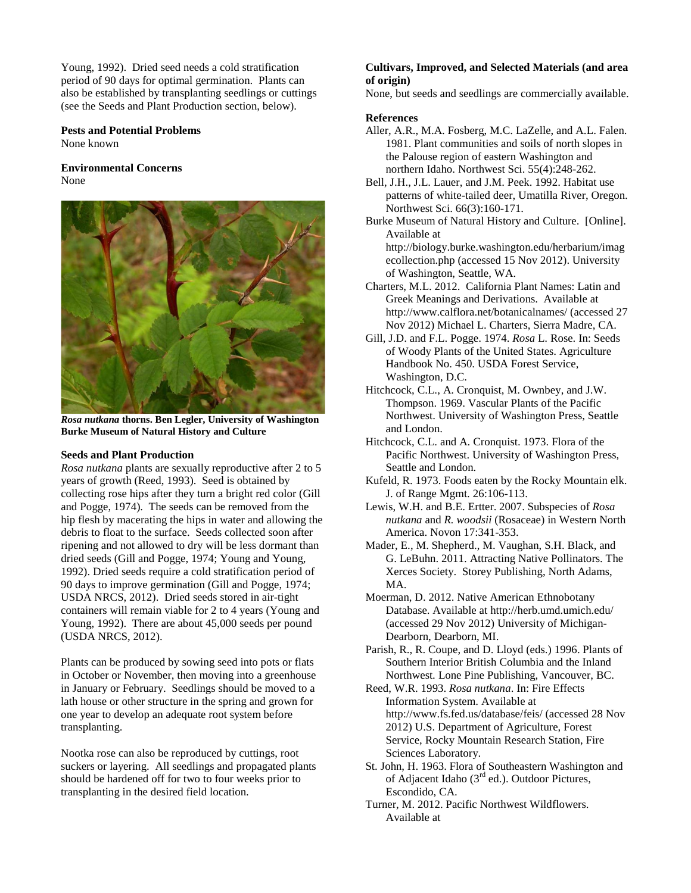Young, 1992). Dried seed needs a cold stratification period of 90 days for optimal germination. Plants can also be established by transplanting seedlings or cuttings (see the Seeds and Plant Production section, below).

**Pests and Potential Problems**
None known

**Environmental Concerns**
None

***Rosa nutkana* thorns. Ben Legler, University of Washington Burke Museum of Natural History and Culture**

**Seeds and Plant Production**

*Rosa nutkana* plants are sexually reproductive after 2 to 5 years of growth (Reed, 1993). Seed is obtained by collecting rose hips after they turn a bright red color (Gill and Pogge, 1974). The seeds can be removed from the hip flesh by macerating the hips in water and allowing the debris to float to the surface. Seeds collected soon after ripening and not allowed to dry will be less dormant than dried seeds (Gill and Pogge, 1974; Young and Young, 1992). Dried seeds require a cold stratification period of 90 days to improve germination (Gill and Pogge, 1974; USDA NRCS, 2012). Dried seeds stored in air-tight containers will remain viable for 2 to 4 years (Young and Young, 1992). There are about 45,000 seeds per pound (USDA NRCS, 2012).

Plants can be produced by sowing seed into pots or flats in October or November, then moving into a greenhouse in January or February. Seedlings should be moved to a lath house or other structure in the spring and grown for one year to develop an adequate root system before transplanting.

Nootka rose can also be reproduced by cuttings, root suckers or layering. All seedlings and propagated plants should be hardened off for two to four weeks prior to transplanting in the desired field location.

**Cultivars, Improved, and Selected Materials (and area of origin)**
None, but seeds and seedlings are commercially available.

**References**

Aller, A.R., M.A. Fosberg, M.C. LaZelle, and A.L. Falen. 1981. Plant communities and soils of north slopes in the Palouse region of eastern Washington and northern Idaho. Northwest Sci. 55(4):248-262.

Bell, J.H., J.L. Lauer, and J.M. Peek. 1992. Habitat use patterns of white-tailed deer, Umatilla River, Oregon. Northwest Sci. 66(3):160-171.

Burke Museum of Natural History and Culture. [Online]. Available at http://biology.burke.washington.edu/herbarium/imagecollection.php (accessed 15 Nov 2012). University of Washington, Seattle, WA.

Charters, M.L. 2012. California Plant Names: Latin and Greek Meanings and Derivations. Available at http://www.calflora.net/botanicalnames/ (accessed 27 Nov 2012) Michael L. Charters, Sierra Madre, CA.

Gill, J.D. and F.L. Pogge. 1974. *Rosa* L. Rose. In: Seeds of Woody Plants of the United States. Agriculture Handbook No. 450. USDA Forest Service, Washington, D.C.

Hitchcock, C.L., A. Cronquist, M. Ownbey, and J.W. Thompson. 1969. Vascular Plants of the Pacific Northwest. University of Washington Press, Seattle and London.

Hitchcock, C.L. and A. Cronquist. 1973. Flora of the Pacific Northwest. University of Washington Press, Seattle and London.

Kufeld, R. 1973. Foods eaten by the Rocky Mountain elk. J. of Range Mgmt. 26:106-113.

Lewis, W.H. and B.E. Ertter. 2007. Subspecies of *Rosa nutkana* and *R. woodsii* (Rosaceae) in Western North America. Novon 17:341-353.

Mader, E., M. Shepherd., M. Vaughan, S.H. Black, and G. LeBuhn. 2011. Attracting Native Pollinators. The Xerces Society. Storey Publishing, North Adams, MA.

Moerman, D. 2012. Native American Ethnobotany Database. Available at http://herb.umd.umich.edu/ (accessed 29 Nov 2012) University of Michigan-Dearborn, Dearborn, MI.

Parish, R., R. Coupe, and D. Lloyd (eds.) 1996. Plants of Southern Interior British Columbia and the Inland Northwest. Lone Pine Publishing, Vancouver, BC.

Reed, W.R. 1993. *Rosa nutkana*. In: Fire Effects Information System. Available at http://www.fs.fed.us/database/feis/ (accessed 28 Nov 2012) U.S. Department of Agriculture, Forest Service, Rocky Mountain Research Station, Fire Sciences Laboratory.

St. John, H. 1963. Flora of Southeastern Washington and of Adjacent Idaho (3rd ed.). Outdoor Pictures, Escondido, CA.

Turner, M. 2012. Pacific Northwest Wildflowers. Available at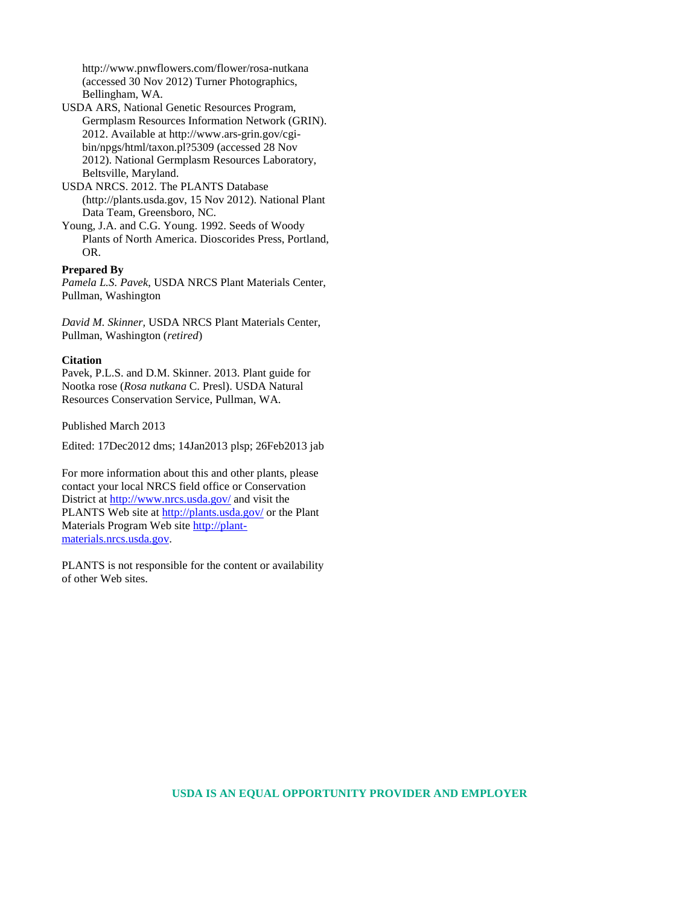http://www.pnwflowers.com/flower/rosa-nutkana (accessed 30 Nov 2012) Turner Photographics, Bellingham, WA.

USDA ARS, National Genetic Resources Program, Germplasm Resources Information Network (GRIN). 2012. Available at http://www.ars-grin.gov/cgi-bin/npgs/html/taxon.pl?5309 (accessed 28 Nov 2012). National Germplasm Resources Laboratory, Beltsville, Maryland.

USDA NRCS. 2012. The PLANTS Database (http://plants.usda.gov, 15 Nov 2012). National Plant Data Team, Greensboro, NC.

Young, J.A. and C.G. Young. 1992. Seeds of Woody Plants of North America. Dioscorides Press, Portland, OR.

**Prepared By**

*Pamela L.S. Pavek*, USDA NRCS Plant Materials Center, Pullman, Washington

*David M. Skinner*, USDA NRCS Plant Materials Center, Pullman, Washington (*retired*)

**Citation**

Pavek, P.L.S. and D.M. Skinner. 2013. Plant guide for Nootka rose (*Rosa nutkana* C. Presl). USDA Natural Resources Conservation Service, Pullman, WA.

Published March 2013

Edited: 17Dec2012 dms; 14Jan2013 plsp; 26Feb2013 jab

For more information about this and other plants, please contact your local NRCS field office or Conservation District at http://www.nrcs.usda.gov/ and visit the PLANTS Web site at http://plants.usda.gov/ or the Plant Materials Program Web site http://plant-materials.nrcs.usda.gov.

PLANTS is not responsible for the content or availability of other Web sites.

**USDA IS AN EQUAL OPPORTUNITY PROVIDER AND EMPLOYER**